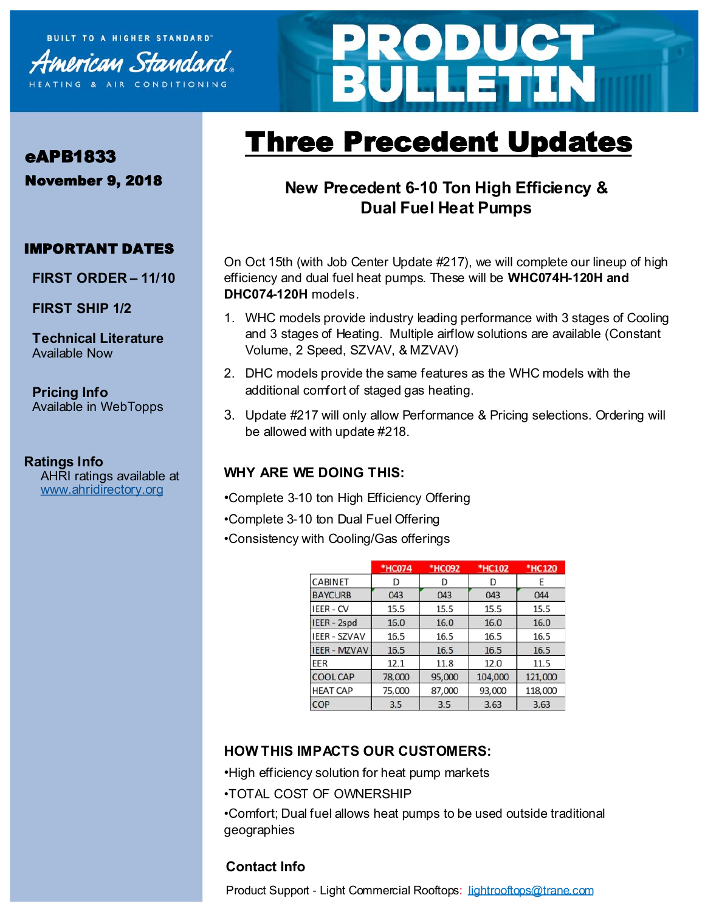BUILT TO A HIGHER STANDARD™

American Standard®

HEATING & AIR CONDITIONING

# PRODUCT BULLETIN

**eAPB1833**

**November 9, 2018**

**IMPORTANT DATES**

**FIRST ORDER – 11/10**

**FIRST SHIP 1/2**

**Technical Literature**
Available Now

**Pricing Info**
Available in WebTopps

**Ratings Info**
AHRI ratings available at
[www.ahridirectory.org](http://www.ahridirectory.org)

# Three Precedent Updates

## New Precedent 6-10 Ton High Efficiency & Dual Fuel Heat Pumps

On Oct 15th (with Job Center Update #217), we will complete our lineup of high efficiency and dual fuel heat pumps. These will be **WHC074H-120H and DHC074-120H** models.

1. WHC models provide industry leading performance with 3 stages of Cooling and 3 stages of Heating. Multiple airflow solutions are available (Constant Volume, 2 Speed, SZVAV, & MZVAV)
2. DHC models provide the same features as the WHC models with the additional comfort of staged gas heating.
3. Update #217 will only allow Performance & Pricing selections. Ordering will be allowed with update #218.

### WHY ARE WE DOING THIS:

- Complete 3-10 ton High Efficiency Offering
- Complete 3-10 ton Dual Fuel Offering
- Consistency with Cooling/Gas offerings

| | *HC074 | *HC092 | *HC102 | *HC120 |
|---|---|---|---|---|
| CABINET | D | D | D | E |
| BAYCURB | 043 | 043 | 043 | 044 |
| IEER - CV | 15.5 | 15.5 | 15.5 | 15.5 |
| IEER - 2spd | 16.0 | 16.0 | 16.0 | 16.0 |
| IEER - SZVAV | 16.5 | 16.5 | 16.5 | 16.5 |
| IEER - MZVAV | 16.5 | 16.5 | 16.5 | 16.5 |
| EER | 12.1 | 11.8 | 12.0 | 11.5 |
| COOL CAP | 78,000 | 95,000 | 104,000 | 121,000 |
| HEAT CAP | 75,000 | 87,000 | 93,000 | 118,000 |
| COP | 3.5 | 3.5 | 3.63 | 3.63 |

### HOW THIS IMPACTS OUR CUSTOMERS:

- High efficiency solution for heat pump markets
- TOTAL COST OF OWNERSHIP
- Comfort; Dual fuel allows heat pumps to be used outside traditional geographies

### Contact Info

Product Support - Light Commercial Rooftops: [lightrooftops@trane.com](mailto:lightrooftops@trane.com)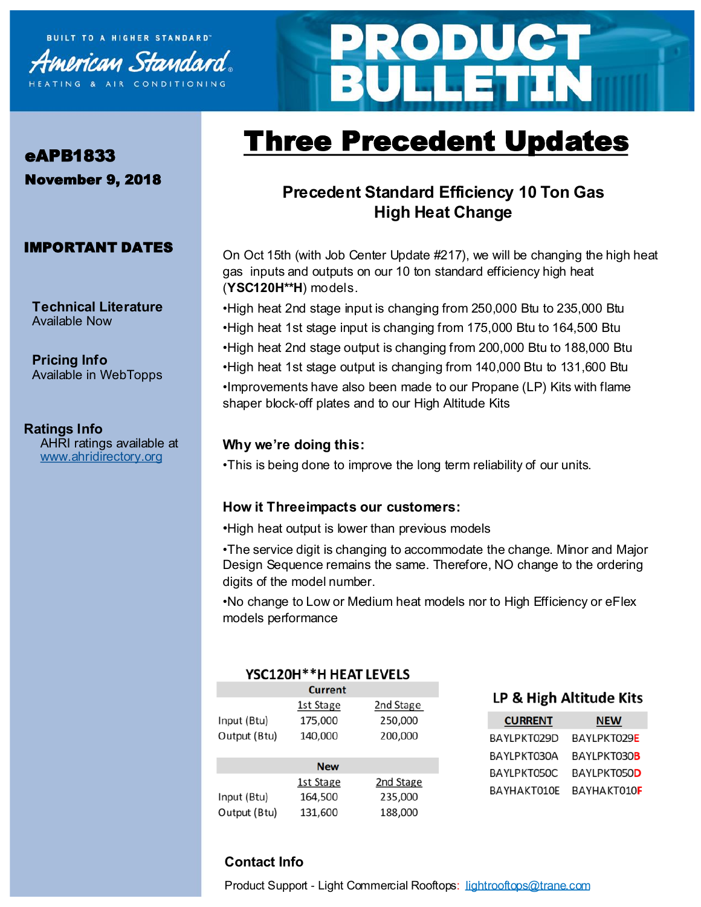BUILT TO A HIGHER STANDARD™

American Standard®

HEATING & AIR CONDITIONING

# PRODUCT BULLETIN

**eAPB1833**

**November 9, 2018**

**IMPORTANT DATES**

**Technical Literature**
Available Now

**Pricing Info**
Available in WebTopps

**Ratings Info**
AHRI ratings available at [www.ahridirectory.org](www.ahridirectory.org)

# Three Precedent Updates

## Precedent Standard Efficiency 10 Ton Gas High Heat Change

On Oct 15th (with Job Center Update #217), we will be changing the high heat gas inputs and outputs on our 10 ton standard efficiency high heat (**YSC120H**H**) models.

- High heat 2nd stage input is changing from 250,000 Btu to 235,000 Btu
- High heat 1st stage input is changing from 175,000 Btu to 164,500 Btu
- High heat 2nd stage output is changing from 200,000 Btu to 188,000 Btu
- High heat 1st stage output is changing from 140,000 Btu to 131,600 Btu
- Improvements have also been made to our Propane (LP) Kits with flame shaper block-off plates and to our High Altitude Kits

### Why we're doing this:

- This is being done to improve the long term reliability of our units.

### How it Threeimpacts our customers:

- High heat output is lower than previous models
- The service digit is changing to accommodate the change. Minor and Major Design Sequence remains the same. Therefore, NO change to the ordering digits of the model number.
- No change to Low or Medium heat models nor to High Efficiency or eFlex models performance

**YSC120H**H HEAT LEVELS**

| Current | 1st Stage | 2nd Stage |
|---|---|---|
| Input (Btu) | 175,000 | 250,000 |
| Output (Btu) | 140,000 | 200,000 |

| New | 1st Stage | 2nd Stage |
|---|---|---|
| Input (Btu) | 164,500 | 235,000 |
| Output (Btu) | 131,600 | 188,000 |

**LP & High Altitude Kits**

| CURRENT | NEW |
|---|---|
| BAYLPKT029D | BAYLPKT029E |
| BAYLPKT030A | BAYLPKT030B |
| BAYLPKT050C | BAYLPKT050D |
| BAYHAKT010E | BAYHAKT010F |

### Contact Info

Product Support - Light Commercial Rooftops: [lightrooftops@trane.com](mailto:lightrooftops@trane.com)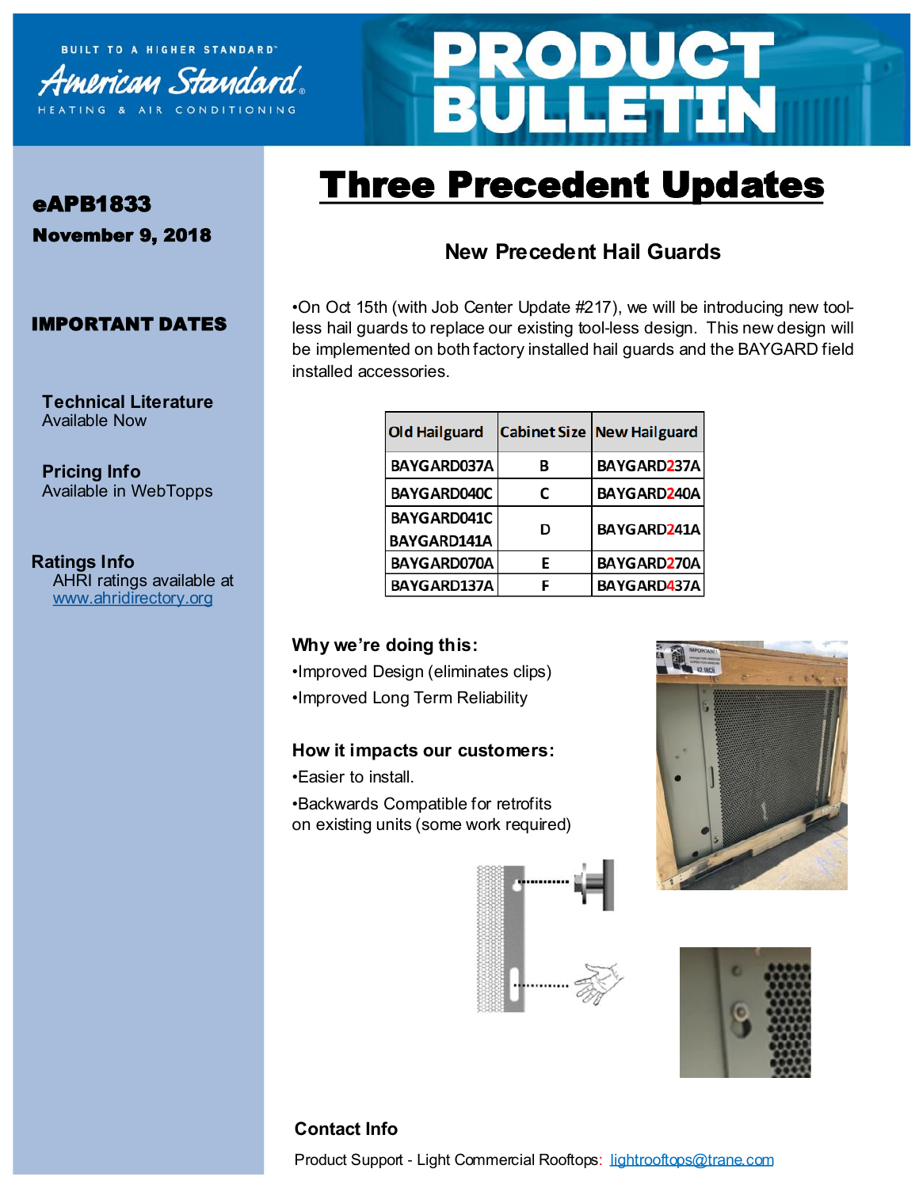BUILT TO A HIGHER STANDARD™

American Standard®

HEATING & AIR CONDITIONING

# PRODUCT BULLETIN

**eAPB1833**

**November 9, 2018**

**IMPORTANT DATES**

**Technical Literature**
Available Now

**Pricing Info**
Available in WebTopps

**Ratings Info**
AHRI ratings available at [www.ahridirectory.org](www.ahridirectory.org)

# Three Precedent Updates

## New Precedent Hail Guards

•On Oct 15th (with Job Center Update #217), we will be introducing new tool-less hail guards to replace our existing tool-less design. This new design will be implemented on both factory installed hail guards and the BAYGARD field installed accessories.

| Old Hailguard | Cabinet Size | New Hailguard |
|---|---|---|
| BAYGARD037A | B | BAYGARD237A |
| BAYGARD040C | C | BAYGARD240A |
| BAYGARD041C<br>BAYGARD141A | D | BAYGARD241A |
| BAYGARD070A | E | BAYGARD270A |
| BAYGARD137A | F | BAYGARD437A |

**Why we're doing this:**

•Improved Design (eliminates clips)

•Improved Long Term Reliability

**How it impacts our customers:**

•Easier to install.

•Backwards Compatible for retrofits on existing units (some work required)

**Contact Info**

Product Support - Light Commercial Rooftops: lightrooftops@trane.com